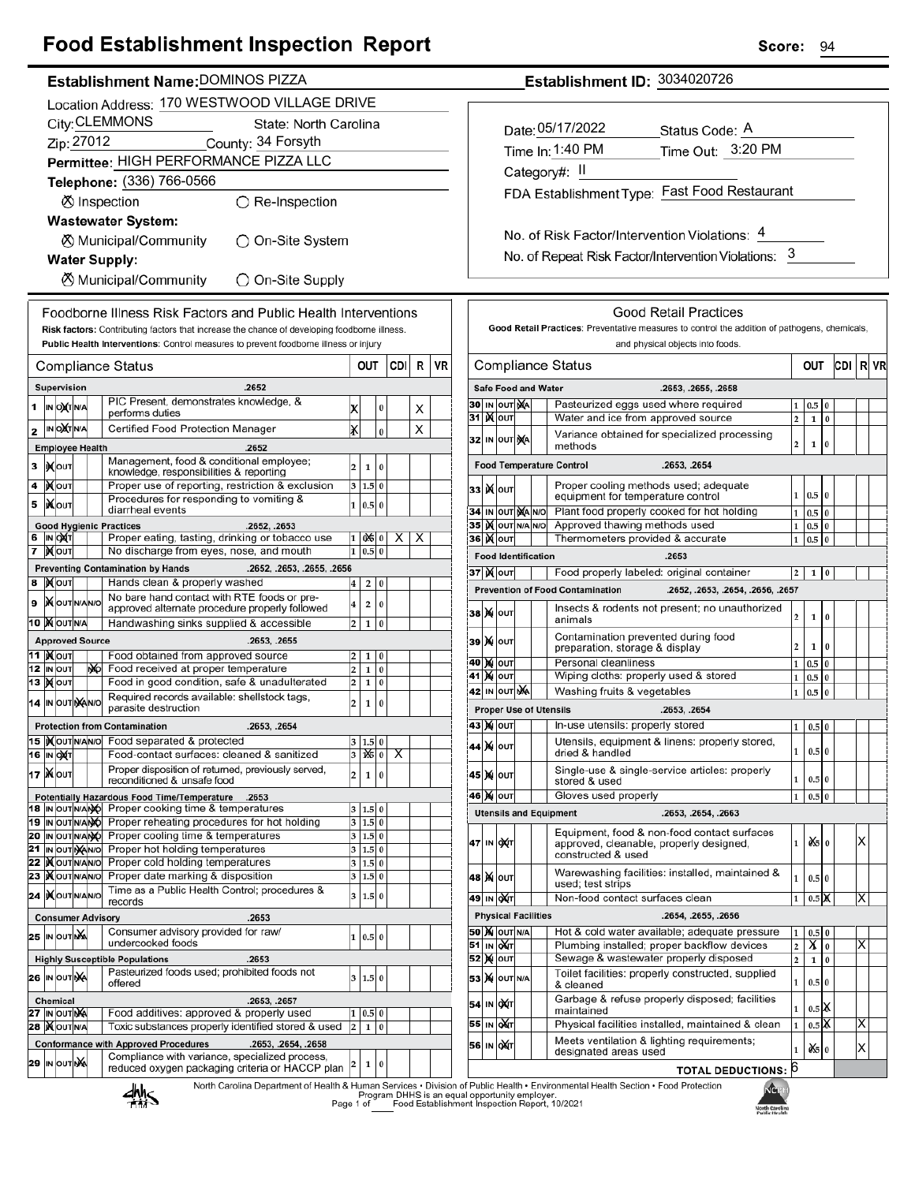# Food Establishment Inspection Report

**Score:** 94

**Establishment Name:** DOMINOS PIZZA

**Establishment ID:** 3034020726

Location Address: 170 WESTWOOD VILLAGE DRIVE
City: CLEMMONS State: North Carolina
Zip: 27012 County: 34 Forsyth
Permittee: HIGH PERFORMANCE PIZZA LLC
Telephone: (336) 766-0566

⊗ Inspection ○ Re-Inspection

**Wastewater System:**
⊗ Municipal/Community ○ On-Site System

**Water Supply:**
⊗ Municipal/Community ○ On-Site Supply

Date: 05/17/2022 Status Code: A
Time In: 1:40 PM Time Out: 3:20 PM
Category#: II
FDA Establishment Type: Fast Food Restaurant

No. of Risk Factor/Intervention Violations: 4
No. of Repeat Risk Factor/Intervention Violations: 3

## Foodborne Illness Risk Factors and Public Health Interventions

**Risk factors:** Contributing factors that increase the chance of developing foodborne illness.
**Public Health Interventions:** Control measures to prevent foodborne illness or injury

| # | Status | Compliance Status | OUT | | | CDI | R | VR |
|---|---|---|---|---|---|---|---|---|
| **Supervision** | | **.2652** | | | | | | |
| 1 | OUT | PIC Present, demonstrates knowledge, & performs duties | X | | 0 | | X | |
| 2 | OUT | Certified Food Protection Manager | X | | 0 | | X | |
| **Employee Health** | | **.2652** | | | | | | |
| 3 | IN | Management, food & conditional employee; knowledge, responsibilities & reporting | 2 | 1 | 0 | | | |
| 4 | IN | Proper use of reporting, restriction & exclusion | 3 | 1.5 | 0 | | | |
| 5 | IN | Procedures for responding to vomiting & diarrheal events | 1 | 0.5 | 0 | | | |
| **Good Hygienic Practices** | | **.2652, .2653** | | | | | | |
| 6 | OUT | Proper eating, tasting, drinking or tobacco use | 1 | 0.5 (X) | 0 | X | X | |
| 7 | IN | No discharge from eyes, nose, and mouth | 1 | 0.5 | 0 | | | |
| **Preventing Contamination by Hands** | | **.2652, .2653, .2655, .2656** | | | | | | |
| 8 | IN | Hands clean & properly washed | 4 | 2 | 0 | | | |
| 9 | IN | No bare hand contact with RTE foods or pre-approved alternate procedure properly followed | 4 | 2 | 0 | | | |
| 10 | IN | Handwashing sinks supplied & accessible | 2 | 1 | 0 | | | |
| **Approved Source** | | **.2653, .2655** | | | | | | |
| 11 | IN | Food obtained from approved source | 2 | 1 | 0 | | | |
| 12 | N/O | Food received at proper temperature | 2 | 1 | 0 | | | |
| 13 | IN | Food in good condition, safe & unadulterated | 2 | 1 | 0 | | | |
| 14 | N/A | Required records available: shellstock tags, parasite destruction | 2 | 1 | 0 | | | |
| **Protection from Contamination** | | **.2653, .2654** | | | | | | |
| 15 | IN | Food separated & protected | 3 | 1.5 | 0 | | | |
| 16 | OUT | Food-contact surfaces: cleaned & sanitized | 3 | 1.5 (X) | 0 | X | | |
| 17 | IN | Proper disposition of returned, previously served, reconditioned & unsafe food | 2 | 1 | 0 | | | |
| **Potentially Hazardous Food Time/Temperature** | | **.2653** | | | | | | |
| 18 | N/O | Proper cooking time & temperatures | 3 | 1.5 | 0 | | | |
| 19 | N/O | Proper reheating procedures for hot holding | 3 | 1.5 | 0 | | | |
| 20 | N/O | Proper cooling time & temperatures | 3 | 1.5 | 0 | | | |
| 21 | N/A | Proper hot holding temperatures | 3 | 1.5 | 0 | | | |
| 22 | IN | Proper cold holding temperatures | 3 | 1.5 | 0 | | | |
| 23 | IN | Proper date marking & disposition | 3 | 1.5 | 0 | | | |
| 24 | IN | Time as a Public Health Control; procedures & records | 3 | 1.5 | 0 | | | |
| **Consumer Advisory** | | **.2653** | | | | | | |
| 25 | N/A | Consumer advisory provided for raw/undercooked foods | 1 | 0.5 | 0 | | | |
| **Highly Susceptible Populations** | | **.2653** | | | | | | |
| 26 | N/A | Pasteurized foods used; prohibited foods not offered | 3 | 1.5 | 0 | | | |
| **Chemical** | | **.2653, .2657** | | | | | | |
| 27 | N/A | Food additives: approved & properly used | 1 | 0.5 | 0 | | | |
| 28 | IN | Toxic substances properly identified stored & used | 2 | 1 | 0 | | | |
| **Conformance with Approved Procedures** | | **.2653, .2654, .2658** | | | | | | |
| 29 | N/A | Compliance with variance, specialized process, reduced oxygen packaging criteria or HACCP plan | 2 | 1 | 0 | | | |

## Good Retail Practices

**Good Retail Practices:** Preventative measures to control the addition of pathogens, chemicals, and physical objects into foods.

| # | Status | Compliance Status | OUT | | | CDI | R | VR |
|---|---|---|---|---|---|---|---|---|
| **Safe Food and Water** | | **.2653, .2655, .2658** | | | | | | |
| 30 | N/A | Pasteurized eggs used where required | 1 | 0.5 | 0 | | | |
| 31 | IN | Water and ice from approved source | 2 | 1 | 0 | | | |
| 32 | N/A | Variance obtained for specialized processing methods | 2 | 1 | 0 | | | |
| **Food Temperature Control** | | **.2653, .2654** | | | | | | |
| 33 | IN | Proper cooling methods used; adequate equipment for temperature control | 1 | 0.5 | 0 | | | |
| 34 | N/A | Plant food properly cooked for hot holding | 1 | 0.5 | 0 | | | |
| 35 | IN | Approved thawing methods used | 1 | 0.5 | 0 | | | |
| 36 | IN | Thermometers provided & accurate | 1 | 0.5 | 0 | | | |
| **Food Identification** | | **.2653** | | | | | | |
| 37 | IN | Food properly labeled: original container | 2 | 1 | 0 | | | |
| **Prevention of Food Contamination** | | **.2652, .2653, .2654, .2656, .2657** | | | | | | |
| 38 | IN | Insects & rodents not present; no unauthorized animals | 2 | 1 | 0 | | | |
| 39 | IN | Contamination prevented during food preparation, storage & display | 2 | 1 | 0 | | | |
| 40 | IN | Personal cleanliness | 1 | 0.5 | 0 | | | |
| 41 | IN | Wiping cloths: properly used & stored | 1 | 0.5 | 0 | | | |
| 42 | N/A | Washing fruits & vegetables | 1 | 0.5 | 0 | | | |
| **Proper Use of Utensils** | | **.2653, .2654** | | | | | | |
| 43 | IN | In-use utensils: properly stored | 1 | 0.5 | 0 | | | |
| 44 | IN | Utensils, equipment & linens: properly stored, dried & handled | 1 | 0.5 | 0 | | | |
| 45 | IN | Single-use & single-service articles: properly stored & used | 1 | 0.5 | 0 | | | |
| 46 | IN | Gloves used properly | 1 | 0.5 | 0 | | | |
| **Utensils and Equipment** | | **.2653, .2654, .2663** | | | | | | |
| 47 | OUT | Equipment, food & non-food contact surfaces approved, cleanable, properly designed, constructed & used | 1 | 0.5 (X) | 0 | | X | |
| 48 | IN | Warewashing facilities: installed, maintained & used; test strips | 1 | 0.5 | 0 | | | |
| 49 | OUT | Non-food contact surfaces clean | 1 | 0.5 | X | | X | |
| **Physical Facilities** | | **.2654, .2655, .2656** | | | | | | |
| 50 | IN | Hot & cold water available; adequate pressure | 1 | 0.5 | 0 | | | |
| 51 | OUT | Plumbing installed; proper backflow devices | 2 | X | 0 | | X | |
| 52 | IN | Sewage & wastewater properly disposed | 2 | 1 | 0 | | | |
| 53 | IN | Toilet facilities: properly constructed, supplied & cleaned | 1 | 0.5 | 0 | | | |
| 54 | OUT | Garbage & refuse properly disposed; facilities maintained | 1 | 0.5 | X | | | |
| 55 | OUT | Physical facilities installed, maintained & clean | 1 | 0.5 | X | | X | |
| 56 | OUT | Meets ventilation & lighting requirements; designated areas used | 1 | 0.5 (X) | 0 | | X | |
| | | **TOTAL DEDUCTIONS:** | 6 | | | | | |

North Carolina Department of Health & Human Services • Division of Public Health • Environmental Health Section • Food Protection Program DHHS is an equal opportunity employer.
Food Establishment Inspection Report, 10/2021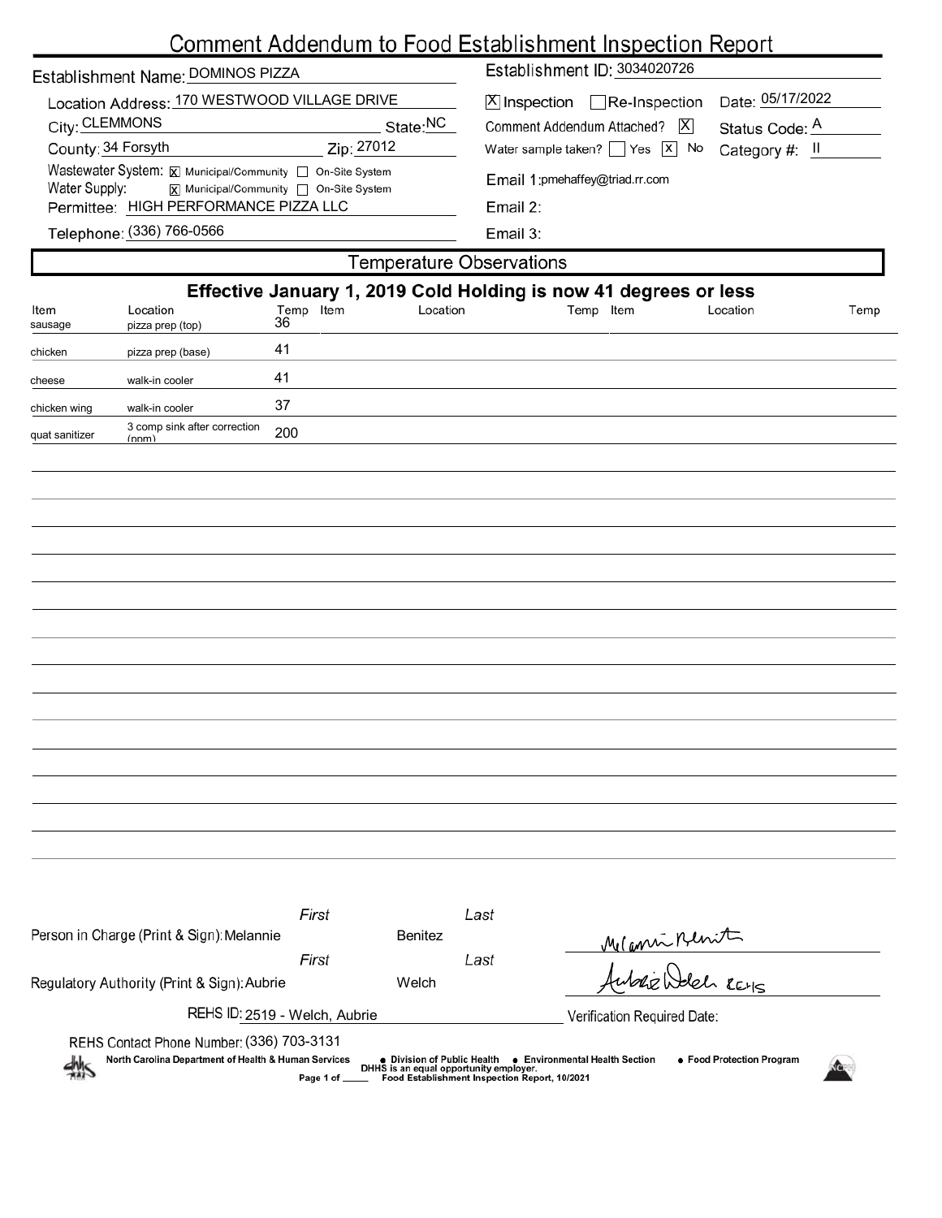# Comment Addendum to Food Establishment Inspection Report

Establishment Name: DOMINOS PIZZA

Establishment ID: 3034020726

Location Address: 170 WESTWOOD VILLAGE DRIVE

City: CLEMMONS State: NC

County: 34 Forsyth Zip: 27012

Wastewater System: [X] Municipal/Community [ ] On-Site System

Water Supply: [X] Municipal/Community [ ] On-Site System

Permittee: HIGH PERFORMANCE PIZZA LLC

Telephone: (336) 766-0566

[X] Inspection [ ] Re-Inspection Date: 05/17/2022

Comment Addendum Attached? [X] Status Code: A

Water sample taken? [ ] Yes [X] No Category #: II

Email 1: pmehaffey@triad.rr.com

Email 2:

Email 3:

## Temperature Observations

**Effective January 1, 2019 Cold Holding is now 41 degrees or less**

| Item | Location | Temp | Item | Location | Temp | Item | Location | Temp |
|---|---|---|---|---|---|---|---|---|
| sausage | pizza prep (top) | 36 | | | | | | |
| chicken | pizza prep (base) | 41 | | | | | | |
| cheese | walk-in cooler | 41 | | | | | | |
| chicken wing | walk-in cooler | 37 | | | | | | |
| quat sanitizer | 3 comp sink after correction (ppm) | 200 | | | | | | |

Person in Charge (Print & Sign): First Melannie Last Benitez

Regulatory Authority (Print & Sign): First Aubrie Last Welch

REHS ID: 2519 - Welch, Aubrie

Verification Required Date:

REHS Contact Phone Number: (336) 703-3131

North Carolina Department of Health & Human Services • Division of Public Health • Environmental Health Section • Food Protection Program

DHHS is an equal opportunity employer.

Food Establishment Inspection Report, 10/2021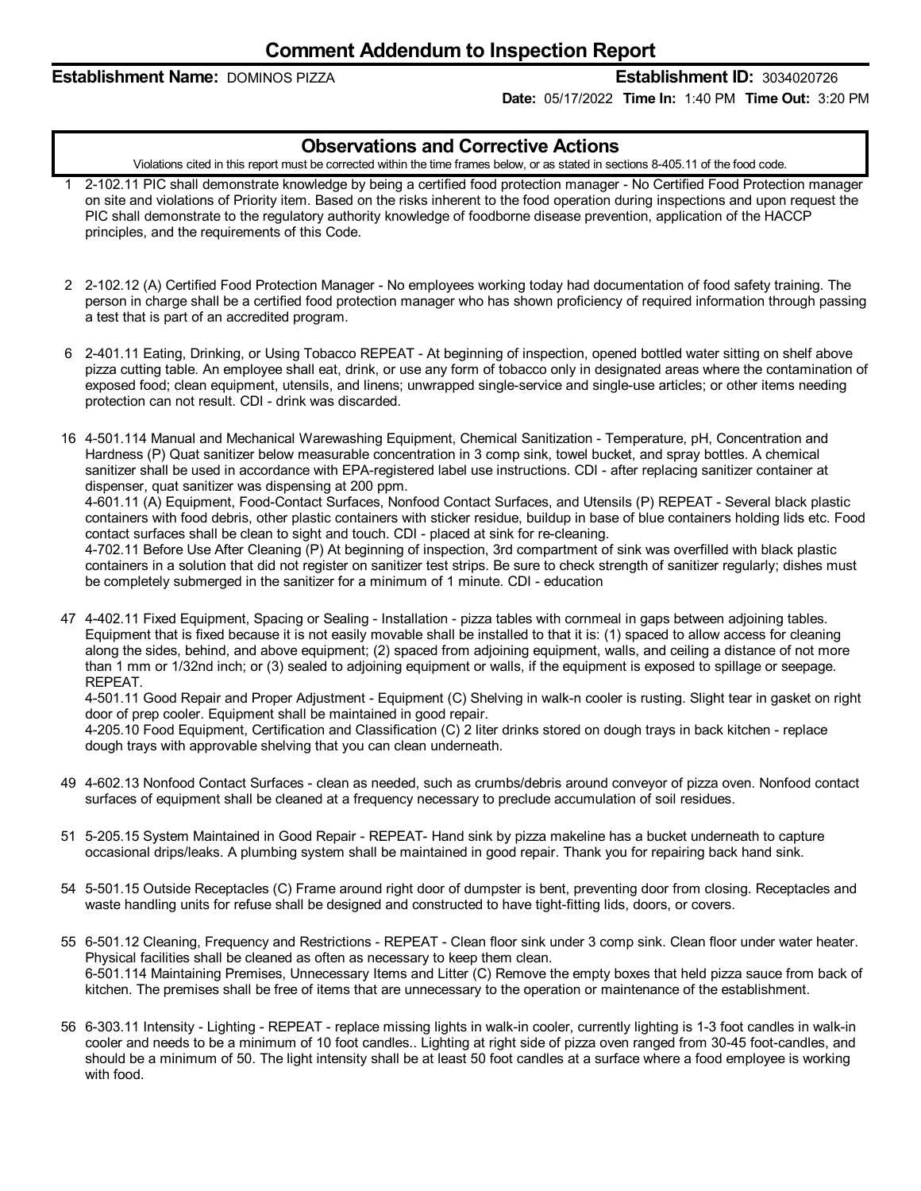# Comment Addendum to Inspection Report

**Establishment Name:** DOMINOS PIZZA **Establishment ID:** 3034020726

**Date:** 05/17/2022 **Time In:** 1:40 PM **Time Out:** 3:20 PM

## Observations and Corrective Actions

Violations cited in this report must be corrected within the time frames below, or as stated in sections 8-405.11 of the food code.

1 2-102.11 PIC shall demonstrate knowledge by being a certified food protection manager - No Certified Food Protection manager on site and violations of Priority item. Based on the risks inherent to the food operation during inspections and upon request the PIC shall demonstrate to the regulatory authority knowledge of foodborne disease prevention, application of the HACCP principles, and the requirements of this Code.

2 2-102.12 (A) Certified Food Protection Manager - No employees working today had documentation of food safety training. The person in charge shall be a certified food protection manager who has shown proficiency of required information through passing a test that is part of an accredited program.

6 2-401.11 Eating, Drinking, or Using Tobacco REPEAT - At beginning of inspection, opened bottled water sitting on shelf above pizza cutting table. An employee shall eat, drink, or use any form of tobacco only in designated areas where the contamination of exposed food; clean equipment, utensils, and linens; unwrapped single-service and single-use articles; or other items needing protection can not result. CDI - drink was discarded.

16 4-501.114 Manual and Mechanical Warewashing Equipment, Chemical Sanitization - Temperature, pH, Concentration and Hardness (P) Quat sanitizer below measurable concentration in 3 comp sink, towel bucket, and spray bottles. A chemical sanitizer shall be used in accordance with EPA-registered label use instructions. CDI - after replacing sanitizer container at dispenser, quat sanitizer was dispensing at 200 ppm.
4-601.11 (A) Equipment, Food-Contact Surfaces, Nonfood Contact Surfaces, and Utensils (P) REPEAT - Several black plastic containers with food debris, other plastic containers with sticker residue, buildup in base of blue containers holding lids etc. Food contact surfaces shall be clean to sight and touch. CDI - placed at sink for re-cleaning.
4-702.11 Before Use After Cleaning (P) At beginning of inspection, 3rd compartment of sink was overfilled with black plastic containers in a solution that did not register on sanitizer test strips. Be sure to check strength of sanitizer regularly; dishes must be completely submerged in the sanitizer for a minimum of 1 minute. CDI - education

47 4-402.11 Fixed Equipment, Spacing or Sealing - Installation - pizza tables with cornmeal in gaps between adjoining tables. Equipment that is fixed because it is not easily movable shall be installed to that it is: (1) spaced to allow access for cleaning along the sides, behind, and above equipment; (2) spaced from adjoining equipment, walls, and ceiling a distance of not more than 1 mm or 1/32nd inch; or (3) sealed to adjoining equipment or walls, if the equipment is exposed to spillage or seepage. REPEAT.
4-501.11 Good Repair and Proper Adjustment - Equipment (C) Shelving in walk-n cooler is rusting. Slight tear in gasket on right door of prep cooler. Equipment shall be maintained in good repair.
4-205.10 Food Equipment, Certification and Classification (C) 2 liter drinks stored on dough trays in back kitchen - replace dough trays with approvable shelving that you can clean underneath.

49 4-602.13 Nonfood Contact Surfaces - clean as needed, such as crumbs/debris around conveyor of pizza oven. Nonfood contact surfaces of equipment shall be cleaned at a frequency necessary to preclude accumulation of soil residues.

51 5-205.15 System Maintained in Good Repair - REPEAT- Hand sink by pizza makeline has a bucket underneath to capture occasional drips/leaks. A plumbing system shall be maintained in good repair. Thank you for repairing back hand sink.

54 5-501.15 Outside Receptacles (C) Frame around right door of dumpster is bent, preventing door from closing. Receptacles and waste handling units for refuse shall be designed and constructed to have tight-fitting lids, doors, or covers.

55 6-501.12 Cleaning, Frequency and Restrictions - REPEAT - Clean floor sink under 3 comp sink. Clean floor under water heater. Physical facilities shall be cleaned as often as necessary to keep them clean.
6-501.114 Maintaining Premises, Unnecessary Items and Litter (C) Remove the empty boxes that held pizza sauce from back of kitchen. The premises shall be free of items that are unnecessary to the operation or maintenance of the establishment.

56 6-303.11 Intensity - Lighting - REPEAT - replace missing lights in walk-in cooler, currently lighting is 1-3 foot candles in walk-in cooler and needs to be a minimum of 10 foot candles.. Lighting at right side of pizza oven ranged from 30-45 foot-candles, and should be a minimum of 50. The light intensity shall be at least 50 foot candles at a surface where a food employee is working with food.